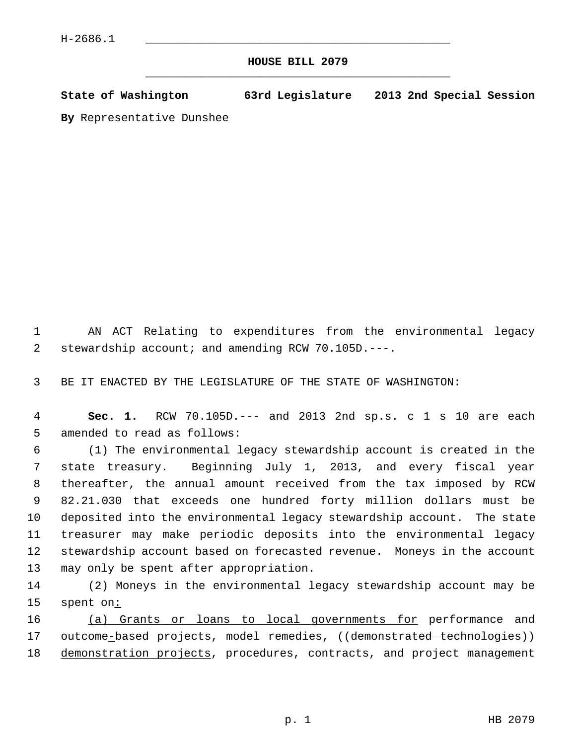H-2686.1

# HOUSE BILL 2079

**State of Washington 63rd Legislature 2013 2nd Special Session**

**By** Representative Dunshee

AN ACT Relating to expenditures from the environmental legacy stewardship account; and amending RCW 70.105D.---.

BE IT ENACTED BY THE LEGISLATURE OF THE STATE OF WASHINGTON:

**Sec. 1.** RCW 70.105D.--- and 2013 2nd sp.s. c 1 s 10 are each amended to read as follows:

(1) The environmental legacy stewardship account is created in the state treasury. Beginning July 1, 2013, and every fiscal year thereafter, the annual amount received from the tax imposed by RCW 82.21.030 that exceeds one hundred forty million dollars must be deposited into the environmental legacy stewardship account. The state treasurer may make periodic deposits into the environmental legacy stewardship account based on forecasted revenue. Moneys in the account may only be spent after appropriation.

(2) Moneys in the environmental legacy stewardship account may be spent on<u>:</u>

<u>(a) Grants or loans to local governments for</u> performance and outcome<u>-</u>based projects, model remedies, ((~~demonstrated technologies~~)) <u>demonstration projects</u>, procedures, contracts, and project management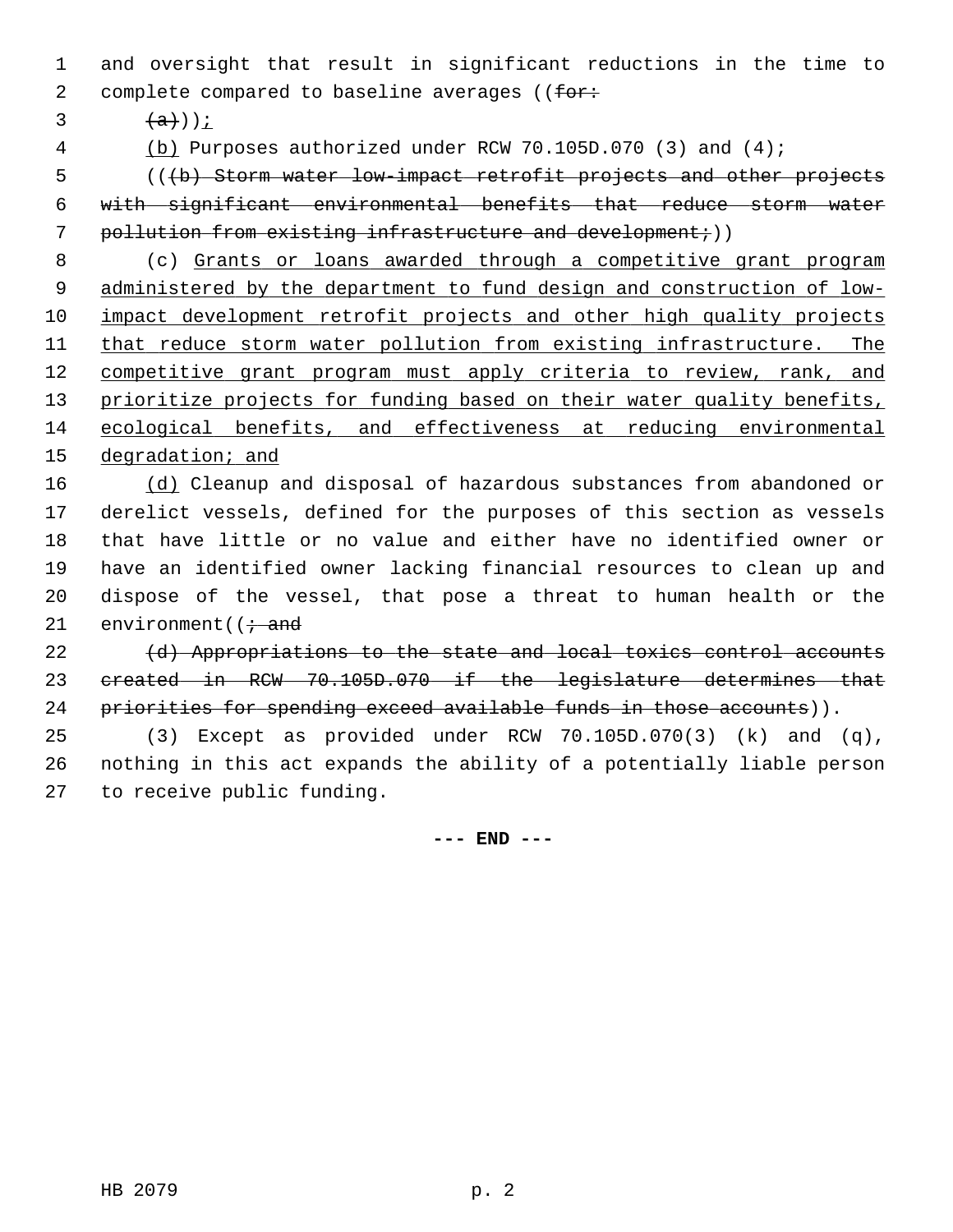and oversight that result in significant reductions in the time to complete compared to baseline averages ((~~for:~~

~~(a)~~));

(b) Purposes authorized under RCW 70.105D.070 (3) and (4);

((~~(b) Storm water low-impact retrofit projects and other projects with significant environmental benefits that reduce storm water pollution from existing infrastructure and development;~~))

(c) Grants or loans awarded through a competitive grant program administered by the department to fund design and construction of low-impact development retrofit projects and other high quality projects that reduce storm water pollution from existing infrastructure. The competitive grant program must apply criteria to review, rank, and prioritize projects for funding based on their water quality benefits, ecological benefits, and effectiveness at reducing environmental degradation; and

(d) Cleanup and disposal of hazardous substances from abandoned or derelict vessels, defined for the purposes of this section as vessels that have little or no value and either have no identified owner or have an identified owner lacking financial resources to clean up and dispose of the vessel, that pose a threat to human health or the environment((~~; and~~

~~(d) Appropriations to the state and local toxics control accounts created in RCW 70.105D.070 if the legislature determines that priorities for spending exceed available funds in those accounts~~)).

(3) Except as provided under RCW 70.105D.070(3) (k) and (q), nothing in this act expands the ability of a potentially liable person to receive public funding.

**--- END ---**